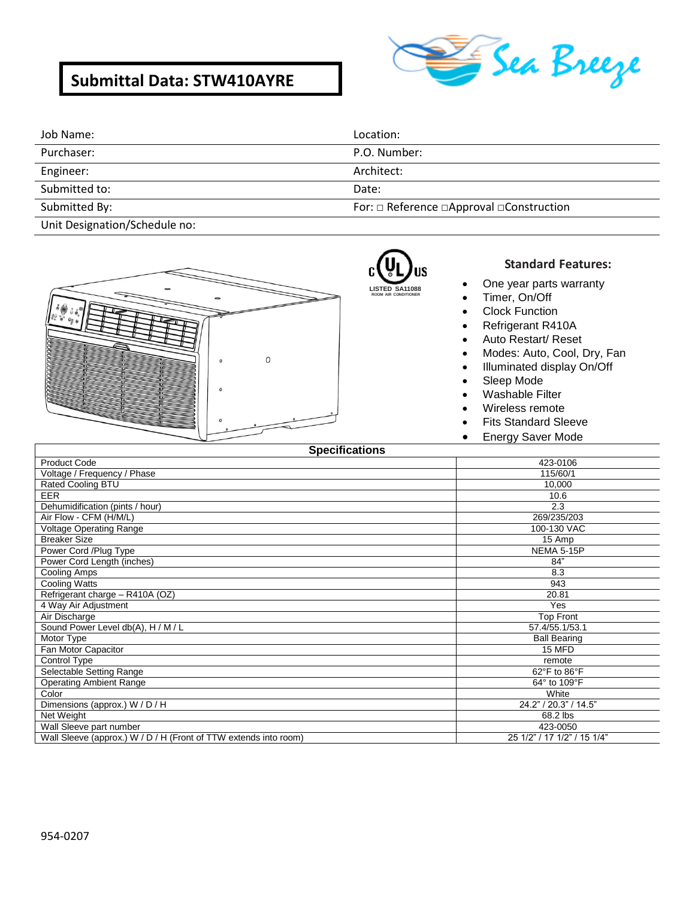# Submittal Data: STW410AYRE

Sea Breeze

| | |
|---|---|
| Job Name: | Location: |
| Purchaser: | P.O. Number: |
| Engineer: | Architect: |
| Submitted to: | Date: |
| Submitted By: | For: □ Reference □Approval □Construction |
| Unit Designation/Schedule no: | |

C UL US LISTED SA11088 ROOM AIR CONDITIONER

### Standard Features:

- One year parts warranty
- Timer, On/Off
- Clock Function
- Refrigerant R410A
- Auto Restart/ Reset
- Modes: Auto, Cool, Dry, Fan
- Illuminated display On/Off
- Sleep Mode
- Washable Filter
- Wireless remote
- Fits Standard Sleeve
- Energy Saver Mode

| Specifications | |
|---|---|
| Product Code | 423-0106 |
| Voltage / Frequency / Phase | 115/60/1 |
| Rated Cooling BTU | 10,000 |
| EER | 10.6 |
| Dehumidification (pints / hour) | 2.3 |
| Air Flow - CFM (H/M/L) | 269/235/203 |
| Voltage Operating Range | 100-130 VAC |
| Breaker Size | 15 Amp |
| Power Cord /Plug Type | NEMA 5-15P |
| Power Cord Length (inches) | 84" |
| Cooling Amps | 8.3 |
| Cooling Watts | 943 |
| Refrigerant charge – R410A (OZ) | 20.81 |
| 4 Way Air Adjustment | Yes |
| Air Discharge | Top Front |
| Sound Power Level db(A), H / M / L | 57.4/55.1/53.1 |
| Motor Type | Ball Bearing |
| Fan Motor Capacitor | 15 MFD |
| Control Type | remote |
| Selectable Setting Range | 62°F to 86°F |
| Operating Ambient Range | 64° to 109°F |
| Color | White |
| Dimensions (approx.) W / D / H | 24.2" / 20.3" / 14.5" |
| Net Weight | 68.2 lbs |
| Wall Sleeve part number | 423-0050 |
| Wall Sleeve (approx.) W / D / H (Front of TTW extends into room) | 25 1/2" / 17 1/2" / 15 1/4" |

954-0207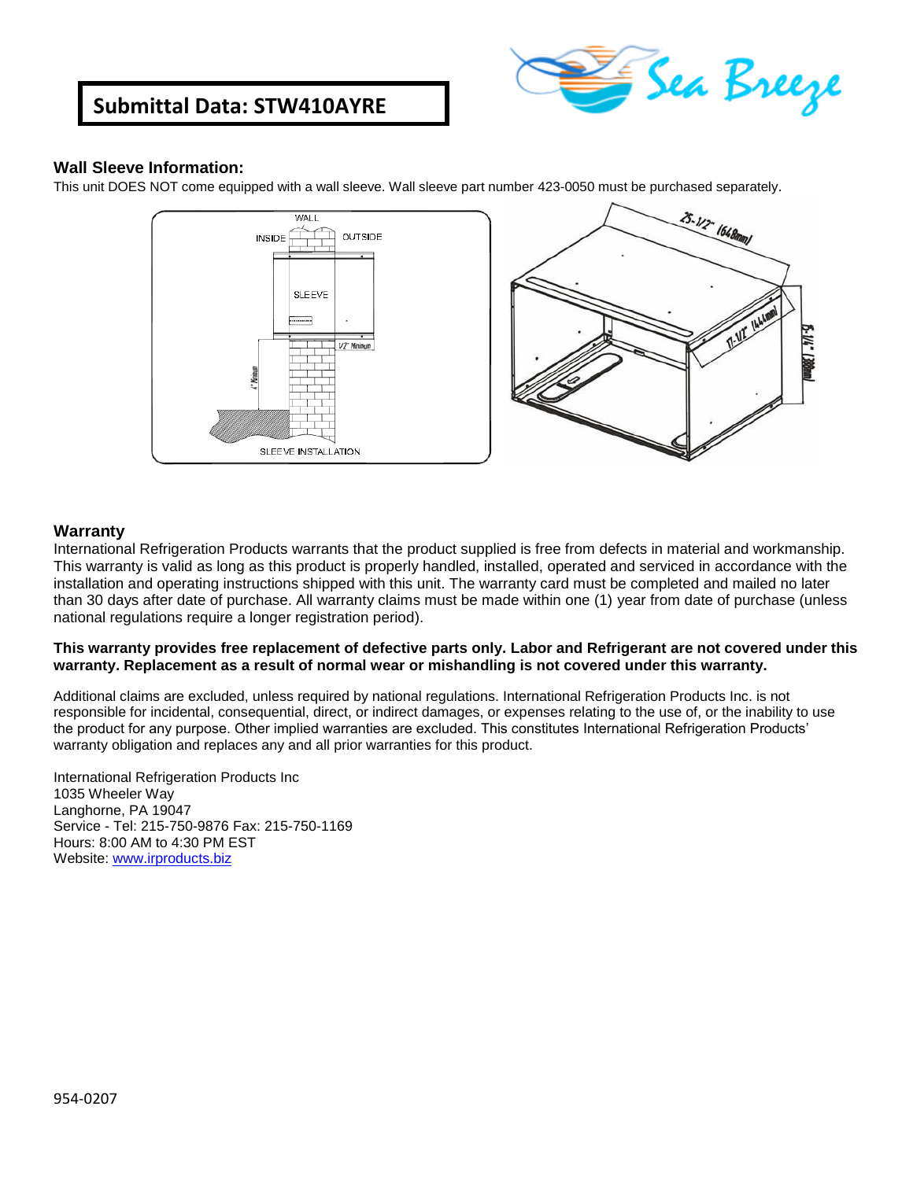# Submittal Data: STW410AYRE

### Wall Sleeve Information:

This unit DOES NOT come equipped with a wall sleeve. Wall sleeve part number 423-0050 must be purchased separately.

WALL
INSIDE
OUTSIDE
SLEEVE
1/2" Minimum
4" Minimum
SLEEVE INSTALLATION

25-1/2" (648mm)
17-1/2" (444mm)
15-1/4" (388mm)

### Warranty

International Refrigeration Products warrants that the product supplied is free from defects in material and workmanship. This warranty is valid as long as this product is properly handled, installed, operated and serviced in accordance with the installation and operating instructions shipped with this unit. The warranty card must be completed and mailed no later than 30 days after date of purchase. All warranty claims must be made within one (1) year from date of purchase (unless national regulations require a longer registration period).

**This warranty provides free replacement of defective parts only. Labor and Refrigerant are not covered under this warranty. Replacement as a result of normal wear or mishandling is not covered under this warranty.**

Additional claims are excluded, unless required by national regulations. International Refrigeration Products Inc. is not responsible for incidental, consequential, direct, or indirect damages, or expenses relating to the use of, or the inability to use the product for any purpose. Other implied warranties are excluded. This constitutes International Refrigeration Products' warranty obligation and replaces any and all prior warranties for this product.

International Refrigeration Products Inc
1035 Wheeler Way
Langhorne, PA 19047
Service - Tel: 215-750-9876 Fax: 215-750-1169
Hours: 8:00 AM to 4:30 PM EST
Website: [www.irproducts.biz](http://www.irproducts.biz)

954-0207